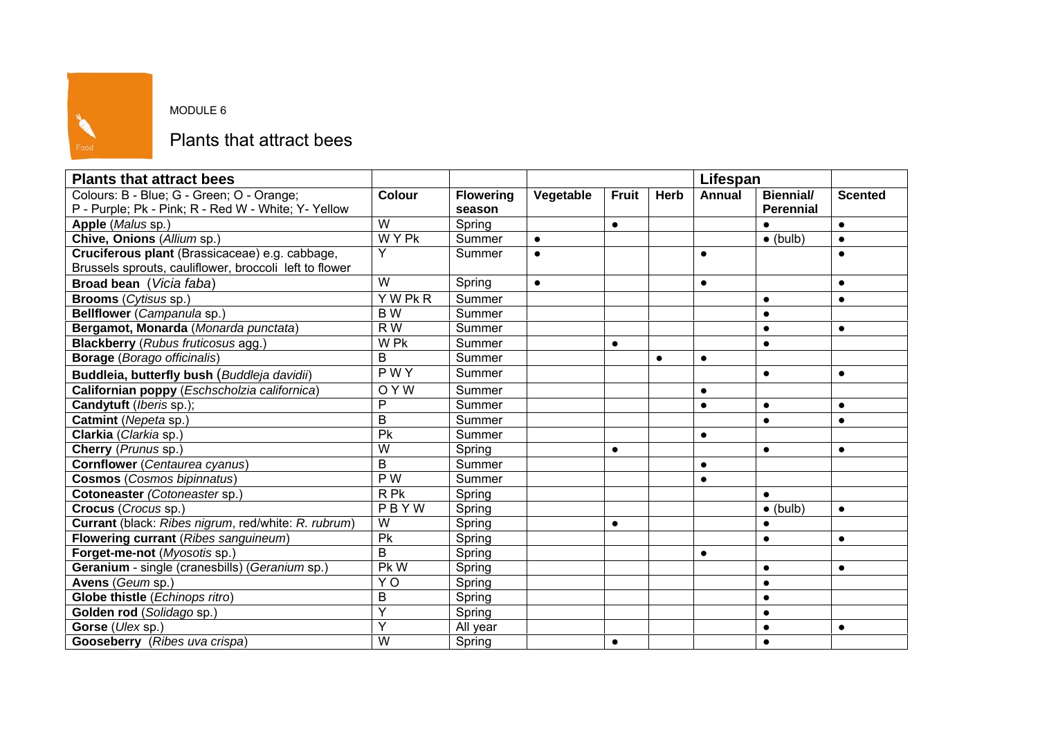MODULE 6

# Plants that attract bees

| **Plants that attract bees** | | | | | | **Lifespan** | | |
|---|---|---|---|---|---|---|---|---|
| Colours: B - Blue; G - Green; O - Orange; P - Purple; Pk - Pink; R - Red W - White; Y- Yellow | **Colour** | **Flowering season** | **Vegetable** | **Fruit** | **Herb** | **Annual** | **Biennial/ Perennial** | **Scented** |
| **Apple** (*Malus* sp.) | W | Spring | | ● | | | ● | ● |
| **Chive, Onions** (*Allium* sp.) | W Y Pk | Summer | ● | | | | ● (bulb) | ● |
| **Cruciferous plant** (Brassicaceae) e.g. cabbage, Brussels sprouts, cauliflower, broccoli left to flower | Y | Summer | ● | | | ● | | ● |
| **Broad bean** (*Vicia faba*) | W | Spring | ● | | | ● | | ● |
| **Brooms** (*Cytisus* sp.) | Y W Pk R | Summer | | | | | ● | ● |
| **Bellflower** (*Campanula* sp.) | B W | Summer | | | | | ● | |
| **Bergamot, Monarda** (*Monarda punctata*) | R W | Summer | | | | | ● | ● |
| **Blackberry** (*Rubus fruticosus* agg.) | W Pk | Summer | | ● | | | ● | |
| **Borage** (*Borago officinalis*) | B | Summer | | | ● | ● | | |
| **Buddleia, butterfly bush** (*Buddleja davidii*) | P W Y | Summer | | | | | ● | ● |
| **Californian poppy** (*Eschscholzia californica*) | O Y W | Summer | | | | ● | | |
| **Candytuft** (*Iberis* sp.); | P | Summer | | | | ● | ● | ● |
| **Catmint** (*Nepeta* sp.) | B | Summer | | | | | ● | ● |
| **Clarkia** (*Clarkia* sp.) | Pk | Summer | | | | ● | | |
| **Cherry** (*Prunus* sp.) | W | Spring | | ● | | | ● | ● |
| **Cornflower** (*Centaurea cyanus*) | B | Summer | | | | ● | | |
| **Cosmos** (*Cosmos bipinnatus*) | P W | Summer | | | | ● | | |
| **Cotoneaster** (*Cotoneaster* sp.) | R Pk | Spring | | | | | ● | |
| **Crocus** (*Crocus* sp.) | P B Y W | Spring | | | | | ● (bulb) | ● |
| **Currant** (black: *Ribes nigrum*, red/white: *R. rubrum*) | W | Spring | | ● | | | ● | |
| **Flowering currant** (*Ribes sanguineum*) | Pk | Spring | | | | | ● | ● |
| **Forget-me-not** (*Myosotis* sp.) | B | Spring | | | | ● | | |
| **Geranium** - single (cranesbills) (*Geranium* sp.) | Pk W | Spring | | | | | ● | ● |
| **Avens** (*Geum* sp.) | Y O | Spring | | | | | ● | |
| **Globe thistle** (*Echinops ritro*) | B | Spring | | | | | ● | |
| **Golden rod** (*Solidago* sp.) | Y | Spring | | | | | ● | |
| **Gorse** (*Ulex* sp.) | Y | All year | | | | | ● | ● |
| **Gooseberry** (*Ribes uva crispa*) | W | Spring | | ● | | | ● | |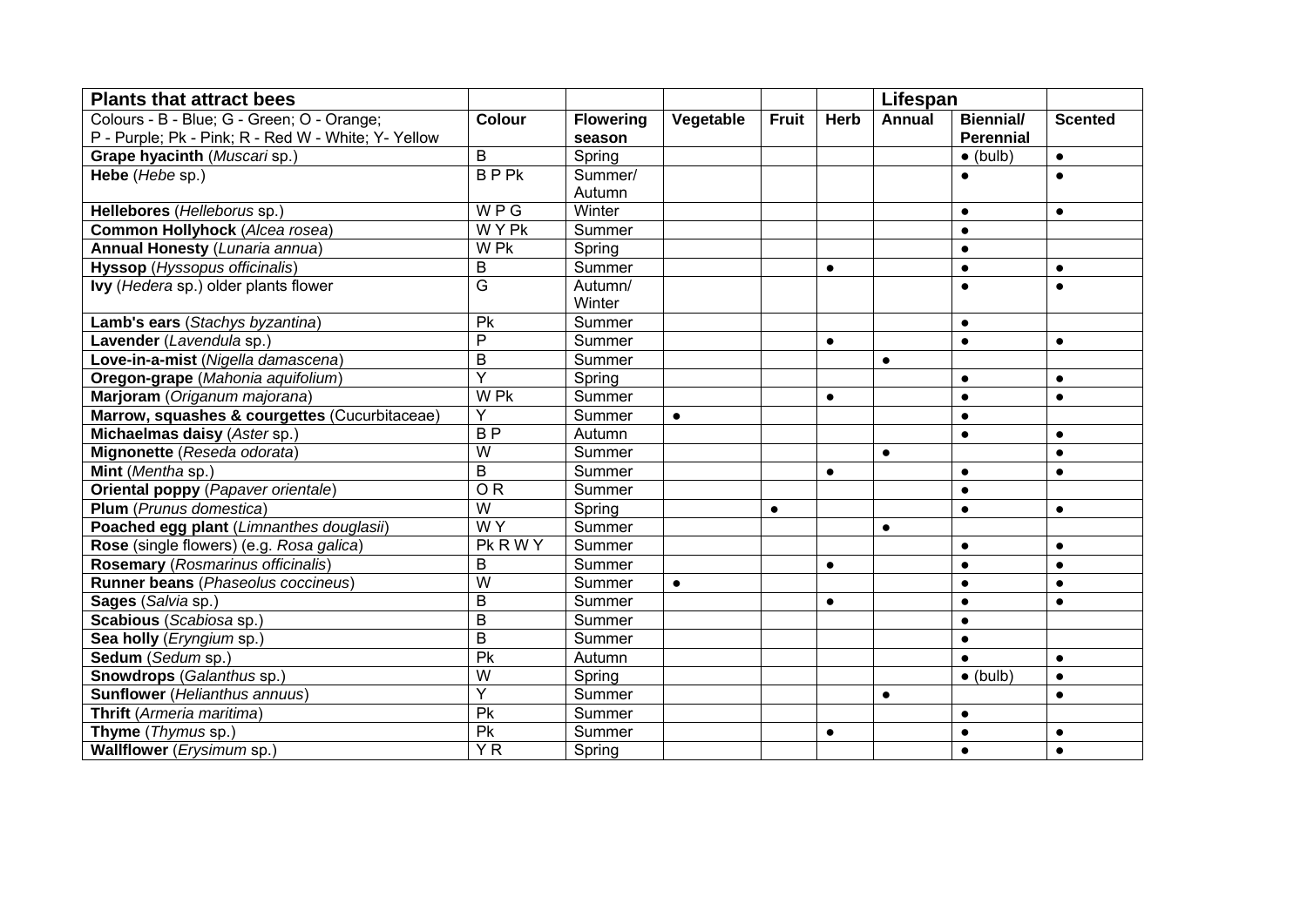| Plants that attract bees | | | | | | Lifespan | | |
|---|---|---|---|---|---|---|---|---|
| Colours - B - Blue; G - Green; O - Orange; P - Purple; Pk - Pink; R - Red W - White; Y- Yellow | **Colour** | **Flowering season** | **Vegetable** | **Fruit** | **Herb** | **Annual** | **Biennial/ Perennial** | **Scented** |
| **Grape hyacinth** (*Muscari* sp.) | B | Spring | | | | | ● (bulb) | ● |
| **Hebe** (*Hebe* sp.) | B P Pk | Summer/ Autumn | | | | | ● | ● |
| **Hellebores** (*Helleborus* sp.) | W P G | Winter | | | | | ● | ● |
| **Common Hollyhock** (*Alcea rosea*) | W Y Pk | Summer | | | | | ● | |
| **Annual Honesty** (*Lunaria annua*) | W Pk | Spring | | | | | ● | |
| **Hyssop** (*Hyssopus officinalis*) | B | Summer | | | ● | | ● | ● |
| **Ivy** (*Hedera* sp.) older plants flower | G | Autumn/ Winter | | | | | ● | ● |
| **Lamb's ears** (*Stachys byzantina*) | Pk | Summer | | | | | ● | |
| **Lavender** (*Lavendula* sp.) | P | Summer | | | ● | | ● | ● |
| **Love-in-a-mist** (*Nigella damascena*) | B | Summer | | | | ● | | |
| **Oregon-grape** (*Mahonia aquifolium*) | Y | Spring | | | | | ● | ● |
| **Marjoram** (*Origanum majorana*) | W Pk | Summer | | | ● | | ● | ● |
| **Marrow, squashes & courgettes** (Cucurbitaceae) | Y | Summer | ● | | | | ● | |
| **Michaelmas daisy** (*Aster* sp.) | B P | Autumn | | | | | ● | ● |
| **Mignonette** (*Reseda odorata*) | W | Summer | | | | ● | | ● |
| **Mint** (*Mentha* sp.) | B | Summer | | | ● | | ● | ● |
| **Oriental poppy** (*Papaver orientale*) | O R | Summer | | | | | ● | |
| **Plum** (*Prunus domestica*) | W | Spring | | ● | | | ● | ● |
| **Poached egg plant** (*Limnanthes douglasii*) | W Y | Summer | | | | ● | | |
| **Rose** (single flowers) (e.g. *Rosa galica*) | Pk R W Y | Summer | | | | | ● | ● |
| **Rosemary** (*Rosmarinus officinalis*) | B | Summer | | | ● | | ● | ● |
| **Runner beans** (*Phaseolus coccineus*) | W | Summer | ● | | | | ● | ● |
| **Sages** (*Salvia* sp.) | B | Summer | | | ● | | ● | ● |
| **Scabious** (*Scabiosa* sp.) | B | Summer | | | | | ● | |
| **Sea holly** (*Eryngium* sp.) | B | Summer | | | | | ● | |
| **Sedum** (*Sedum* sp.) | Pk | Autumn | | | | | ● | ● |
| **Snowdrops** (*Galanthus* sp.) | W | Spring | | | | | ● (bulb) | ● |
| **Sunflower** (*Helianthus annuus*) | Y | Summer | | | | ● | | ● |
| **Thrift** (*Armeria maritima*) | Pk | Summer | | | | | ● | |
| **Thyme** (*Thymus* sp.) | Pk | Summer | | | ● | | ● | ● |
| **Wallflower** (*Erysimum* sp.) | Y R | Spring | | | | | ● | ● |